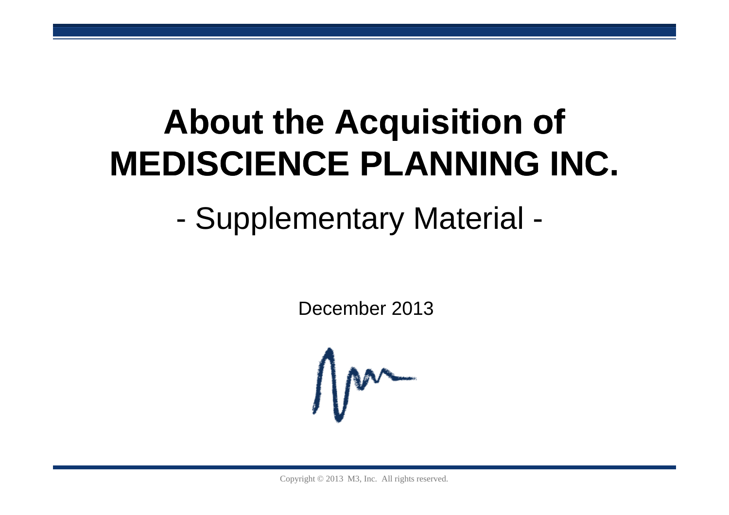# About the Acquisition of MEDISCIENCE PLANNING INC.

## - Supplementary Material -

December 2013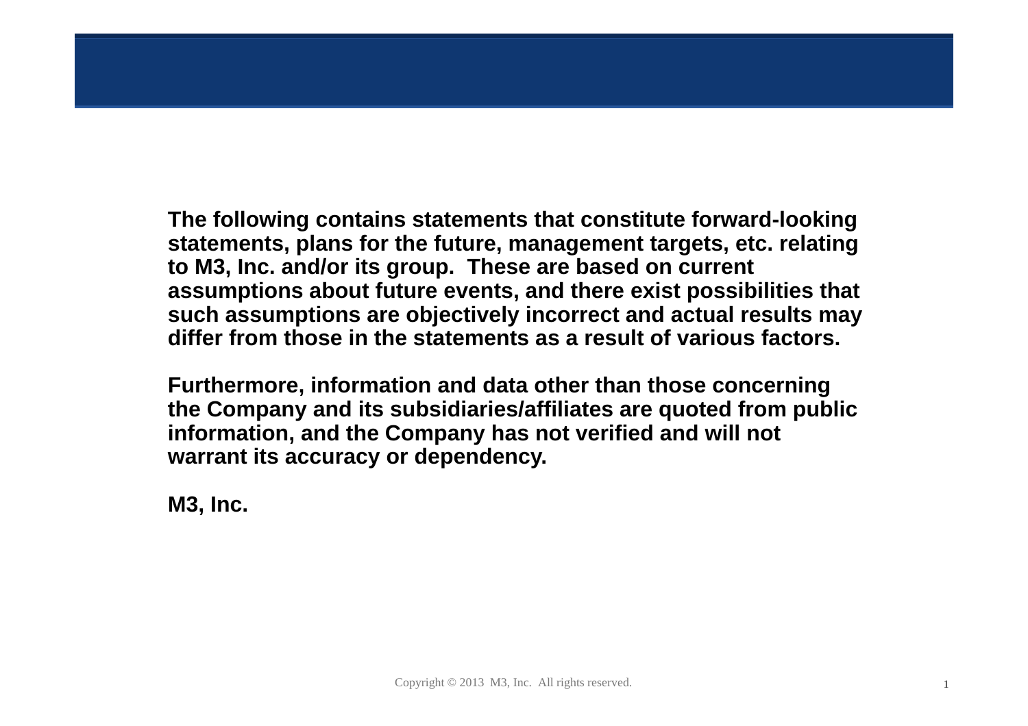**The following contains statements that constitute forward-looking statements, plans for the future, management targets, etc. relating to M3, Inc. and/or its group. These are based on current assumptions about future events, and there exist possibilities that such assumptions are objectively incorrect and actual results may differ from those in the statements as a result of various factors.**

**Furthermore, information and data other than those concerning the Company and its subsidiaries/affiliates are quoted from public information, and the Company has not verified and will not warrant its accuracy or dependency.**

**M3, Inc.**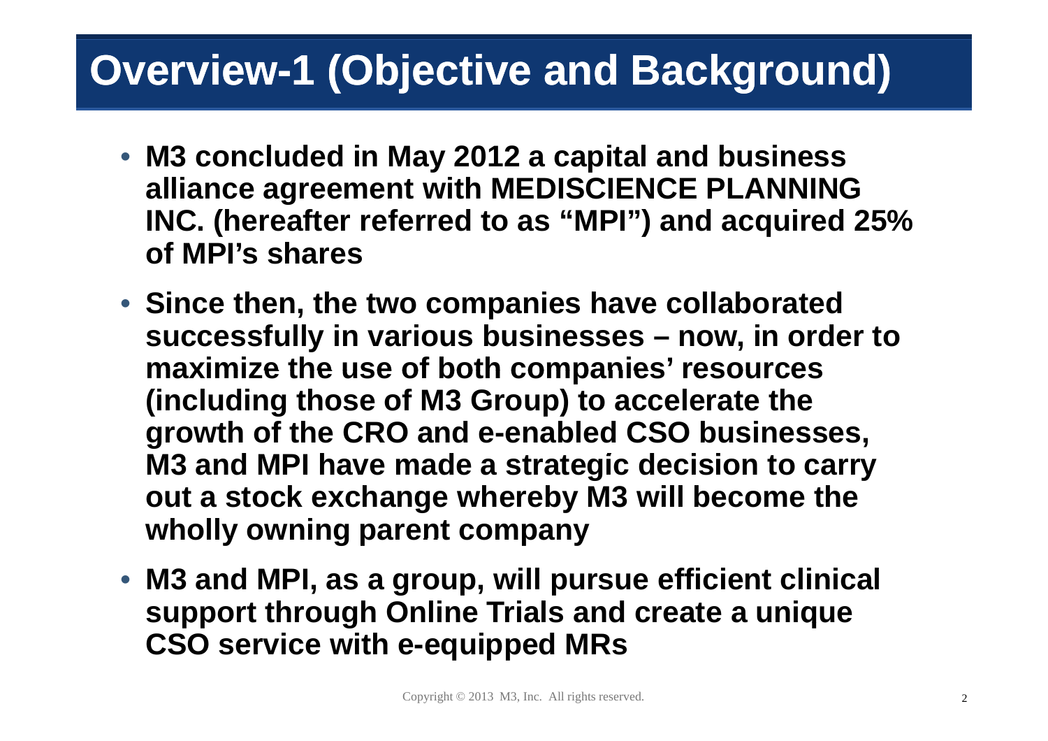# Overview-1 (Objective and Background)

- **M3 concluded in May 2012 a capital and business alliance agreement with MEDISCIENCE PLANNING INC. (hereafter referred to as "MPI") and acquired 25% of MPI's shares**
- **Since then, the two companies have collaborated successfully in various businesses – now, in order to maximize the use of both companies' resources (including those of M3 Group) to accelerate the growth of the CRO and e-enabled CSO businesses, M3 and MPI have made a strategic decision to carry out a stock exchange whereby M3 will become the wholly owning parent company**
- **M3 and MPI, as a group, will pursue efficient clinical support through Online Trials and create a unique CSO service with e-equipped MRs**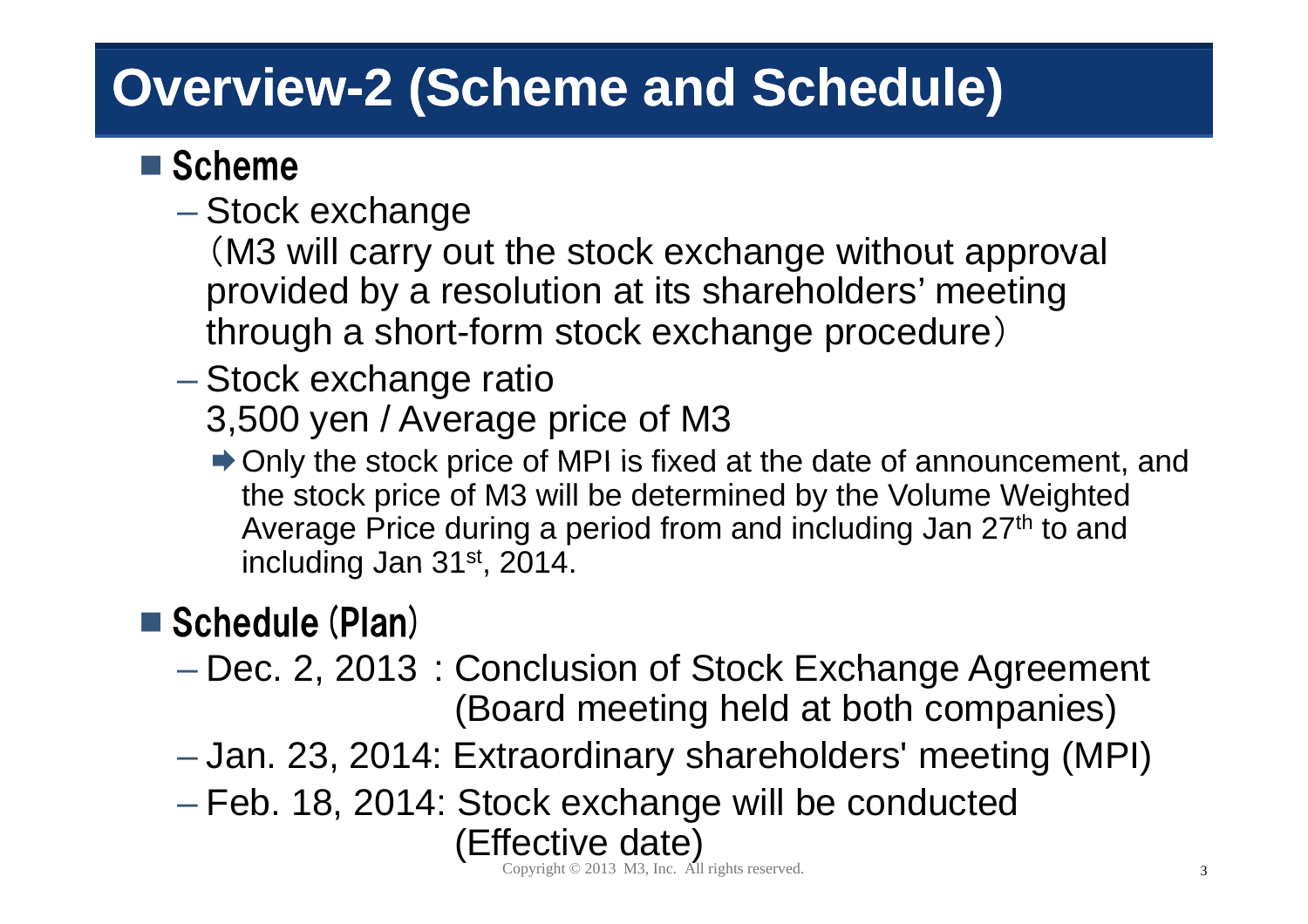# Overview-2 (Scheme and Schedule)

## Scheme

- Stock exchange
  （M3 will carry out the stock exchange without approval provided by a resolution at its shareholders' meeting through a short-form stock exchange procedure）
- Stock exchange ratio
  3,500 yen / Average price of M3
  - ➡ Only the stock price of MPI is fixed at the date of announcement, and the stock price of M3 will be determined by the Volume Weighted Average Price during a period from and including Jan 27th to and including Jan 31st, 2014.

## Schedule (Plan)

- Dec. 2, 2013 : Conclusion of Stock Exchange Agreement (Board meeting held at both companies)
- Jan. 23, 2014: Extraordinary shareholders' meeting (MPI)
- Feb. 18, 2014: Stock exchange will be conducted (Effective date)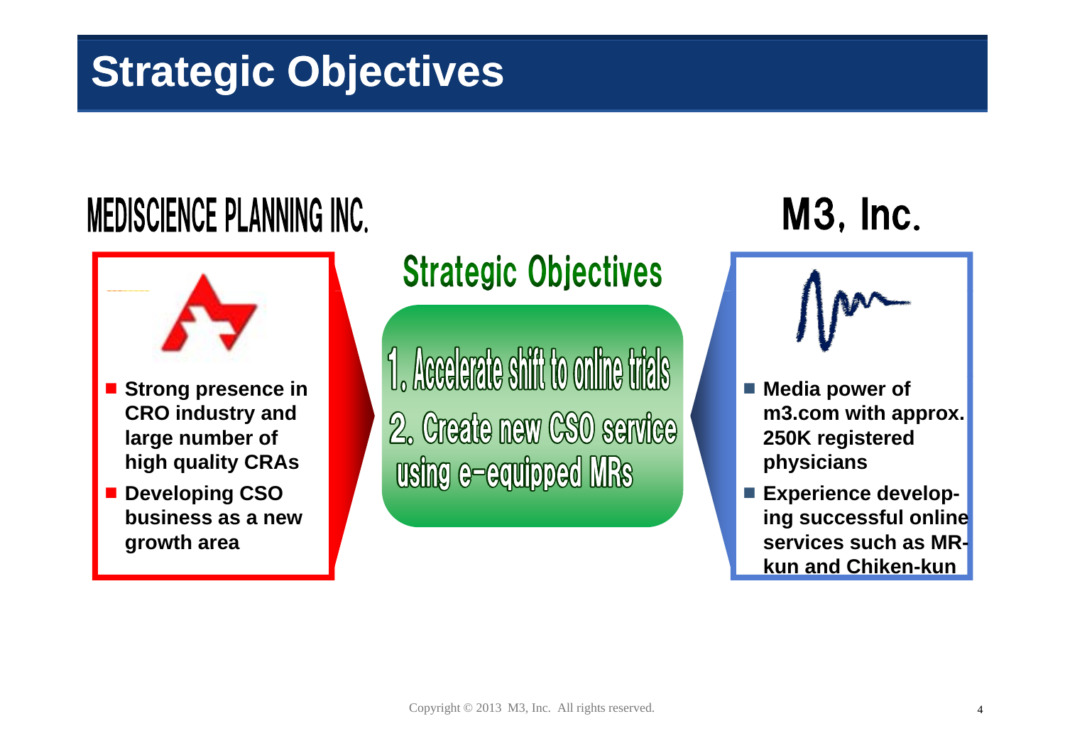# Strategic Objectives

## MEDISCIENCE PLANNING INC.

- Strong presence in CRO industry and large number of high quality CRAs
- Developing CSO business as a new growth area

## Strategic Objectives

1. Accelerate shift to online trials
2. Create new CSO service using e-equipped MRs

## M3, Inc.

- Media power of m3.com with approx. 250K registered physicians
- Experience develop-ing successful online services such as MR-kun and Chiken-kun

Copyright © 2013 M3, Inc. All rights reserved.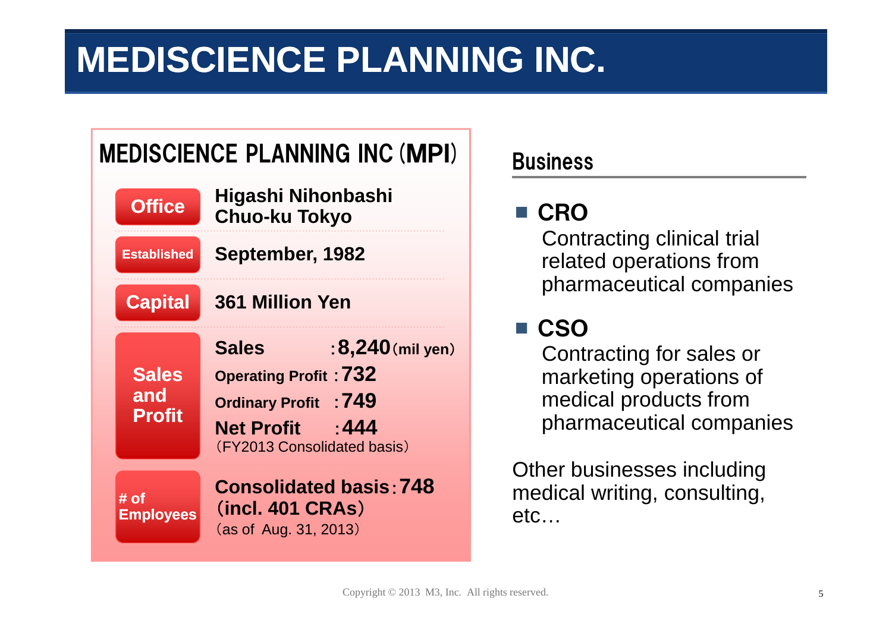# MEDISCIENCE PLANNING INC.

## MEDISCIENCE PLANNING INC（MPI）

| | |
|---|---|
| **Office** | **Higashi Nihonbashi Chuo-ku Tokyo** |
| **Established** | **September, 1982** |
| **Capital** | **361 Million Yen** |
| **Sales and Profit** | **Sales** ：**8,240**（mil yen）<br>**Operating Profit** ：**732**<br>**Ordinary Profit** ：**749**<br>**Net Profit** ：**444**<br>（FY2013 Consolidated basis） |
| **# of Employees** | **Consolidated basis**：**748**<br>**（incl. 401 CRAs）**<br>（as of Aug. 31, 2013） |

## Business

- **CRO**
  Contracting clinical trial related operations from pharmaceutical companies
- **CSO**
  Contracting for sales or marketing operations of medical products from pharmaceutical companies

Other businesses including medical writing, consulting, etc…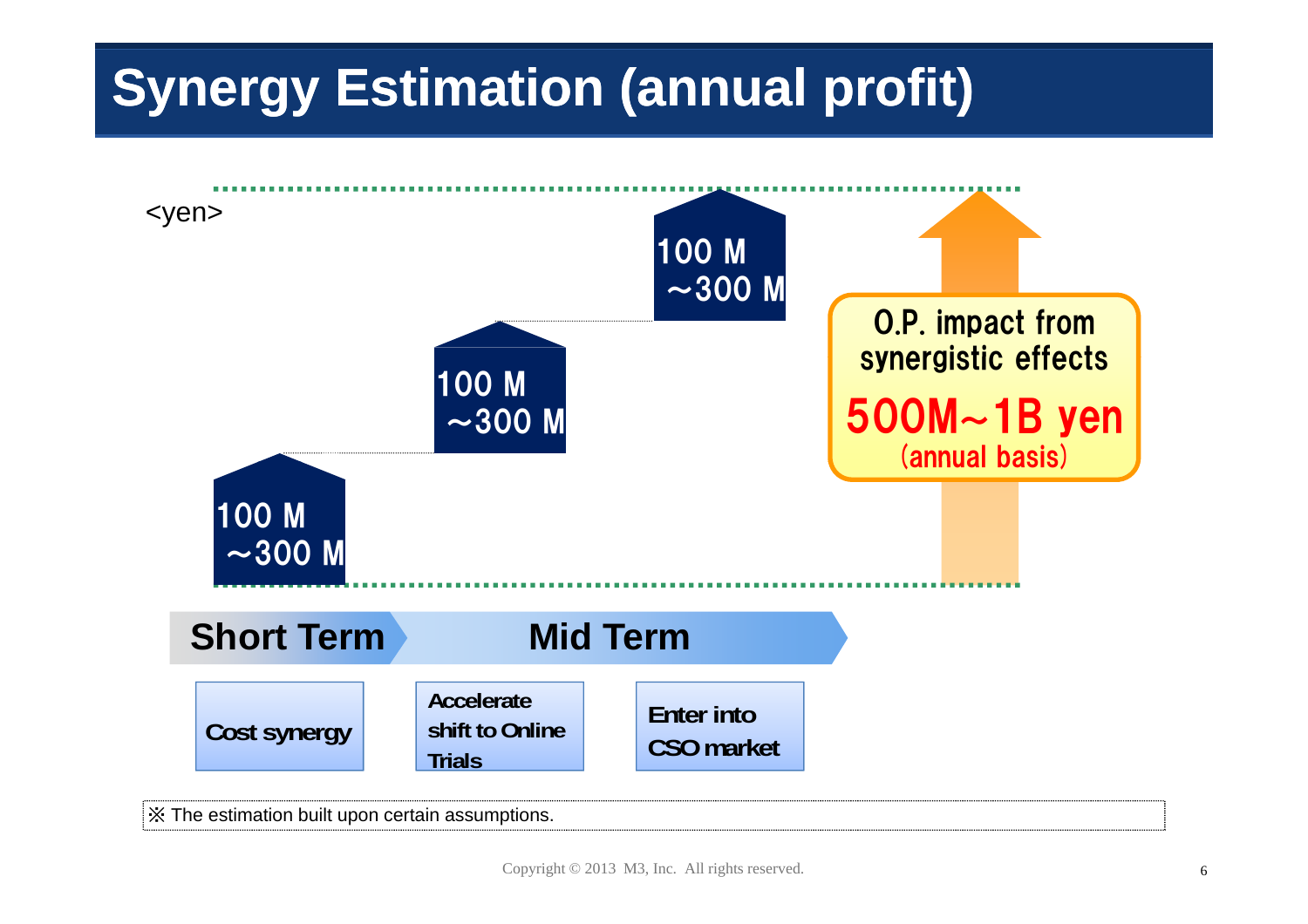# Synergy Estimation (annual profit)

<yen>

100 M ～300 M

100 M ～300 M

100 M ～300 M

O.P. impact from synergistic effects

**500M～1B yen**
(annual basis)

| Short Term | Mid Term | |
|---|---|---|
| Cost synergy | Accelerate shift to Online Trials | Enter into CSO market |

※ The estimation built upon certain assumptions.

Copyright © 2013 M3, Inc. All rights reserved.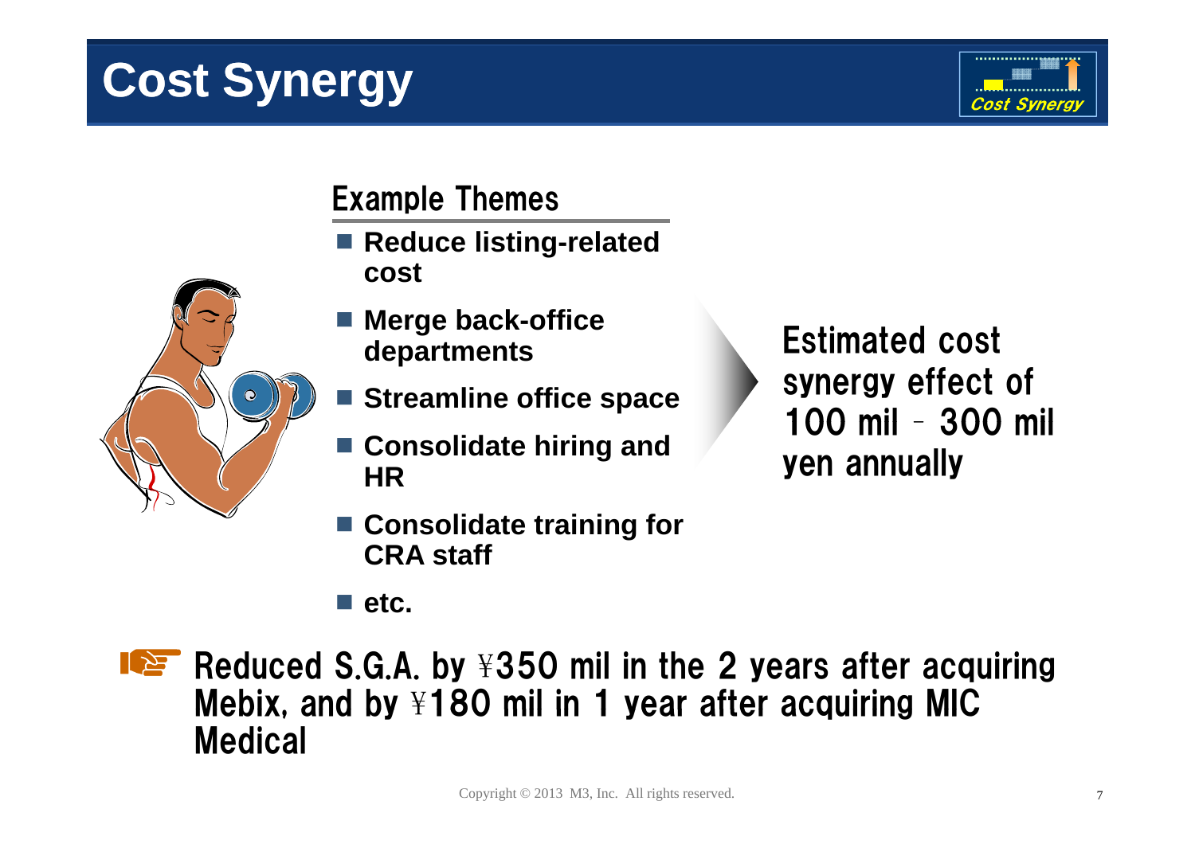# Cost Synergy

## Example Themes

- **Reduce listing-related cost**
- **Merge back-office departments**
- **Streamline office space**
- **Consolidate hiring and HR**
- **Consolidate training for CRA staff**
- **etc.**

Estimated cost synergy effect of 100 mil – 300 mil yen annually

Reduced S.G.A. by ¥350 mil in the 2 years after acquiring Mebix, and by ¥180 mil in 1 year after acquiring MIC Medical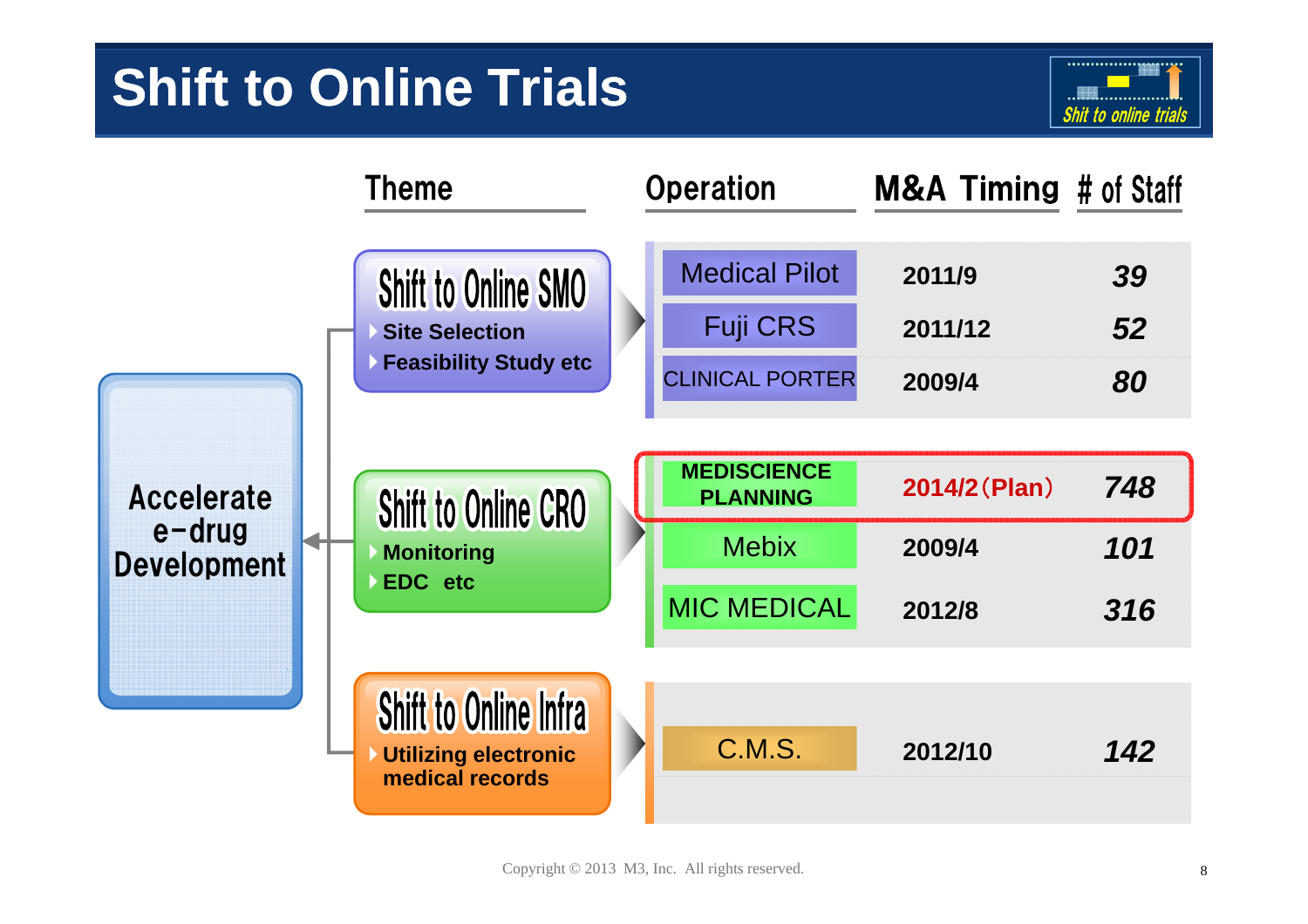# Shift to Online Trials

Accelerate e-drug Development

| Theme | Operation | M&A Timing | # of Staff |
| --- | --- | --- | --- |
| **Shift to Online SMO**<br>Site Selection<br>Feasibility Study etc | Medical Pilot | 2011/9 | 39 |
| | Fuji CRS | 2011/12 | 52 |
| | CLINICAL PORTER | 2009/4 | 80 |
| **Shift to Online CRO**<br>Monitoring<br>EDC etc | MEDISCIENCE PLANNING | 2014/2（Plan） | 748 |
| | Mebix | 2009/4 | 101 |
| | MIC MEDICAL | 2012/8 | 316 |
| **Shift to Online Infra**<br>Utilizing electronic medical records | C.M.S. | 2012/10 | 142 |

Copyright © 2013 M3, Inc. All rights reserved.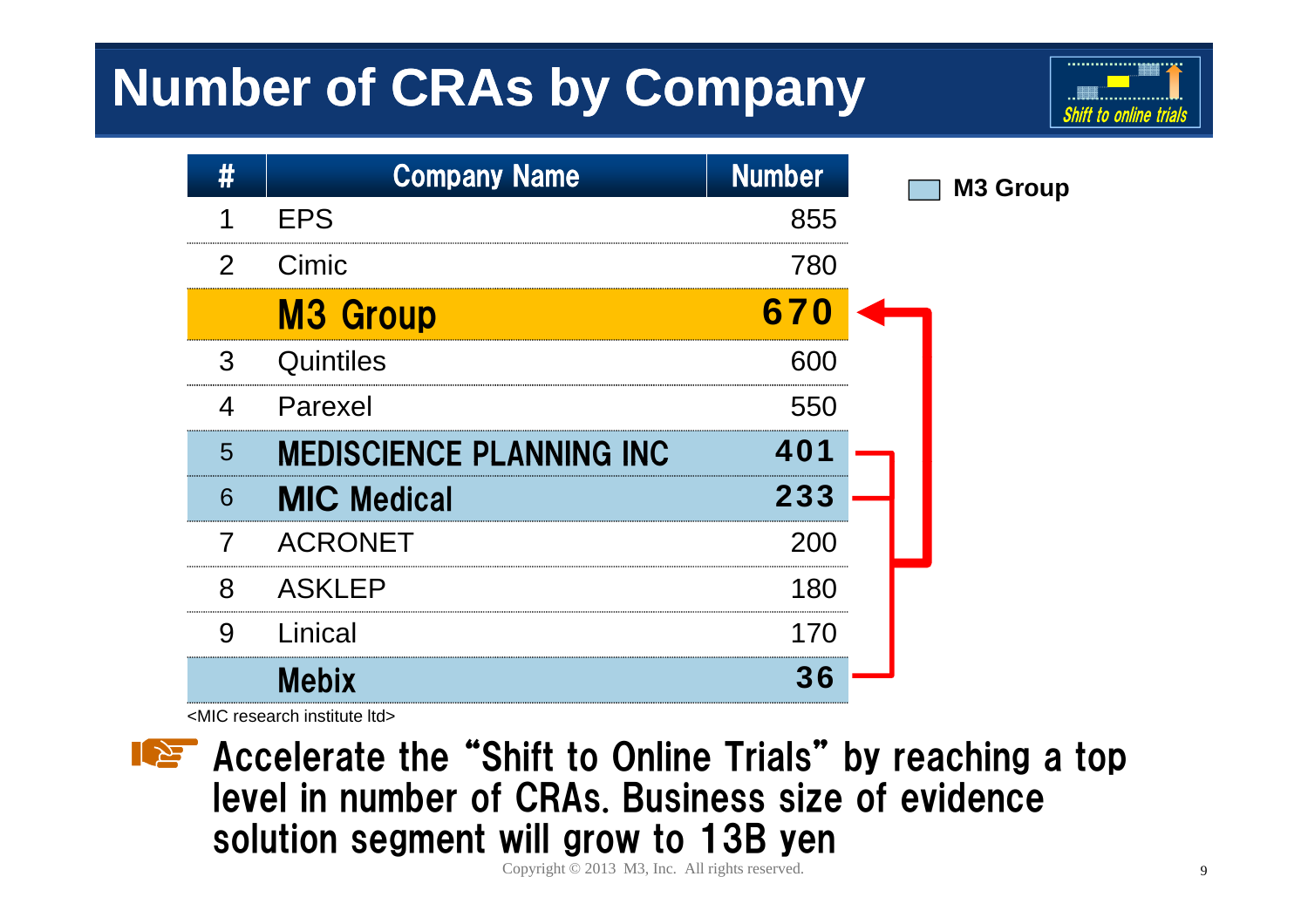# Number of CRAs by Company

| # | Company Name | Number |
|---|---|---|
| 1 | EPS | 855 |
| 2 | Cimic | 780 |
| | **M3 Group** | **670** |
| 3 | Quintiles | 600 |
| 4 | Parexel | 550 |
| 5 | **MEDISCIENCE PLANNING INC** | **401** |
| 6 | **MIC Medical** | **233** |
| 7 | ACRONET | 200 |
| 8 | ASKLEP | 180 |
| 9 | Linical | 170 |
| | **Mebix** | **36** |

M3 Group

<MIC research institute ltd>

**Accelerate the "Shift to Online Trials" by reaching a top level in number of CRAs. Business size of evidence solution segment will grow to 13B yen**

Copyright © 2013 M3, Inc. All rights reserved.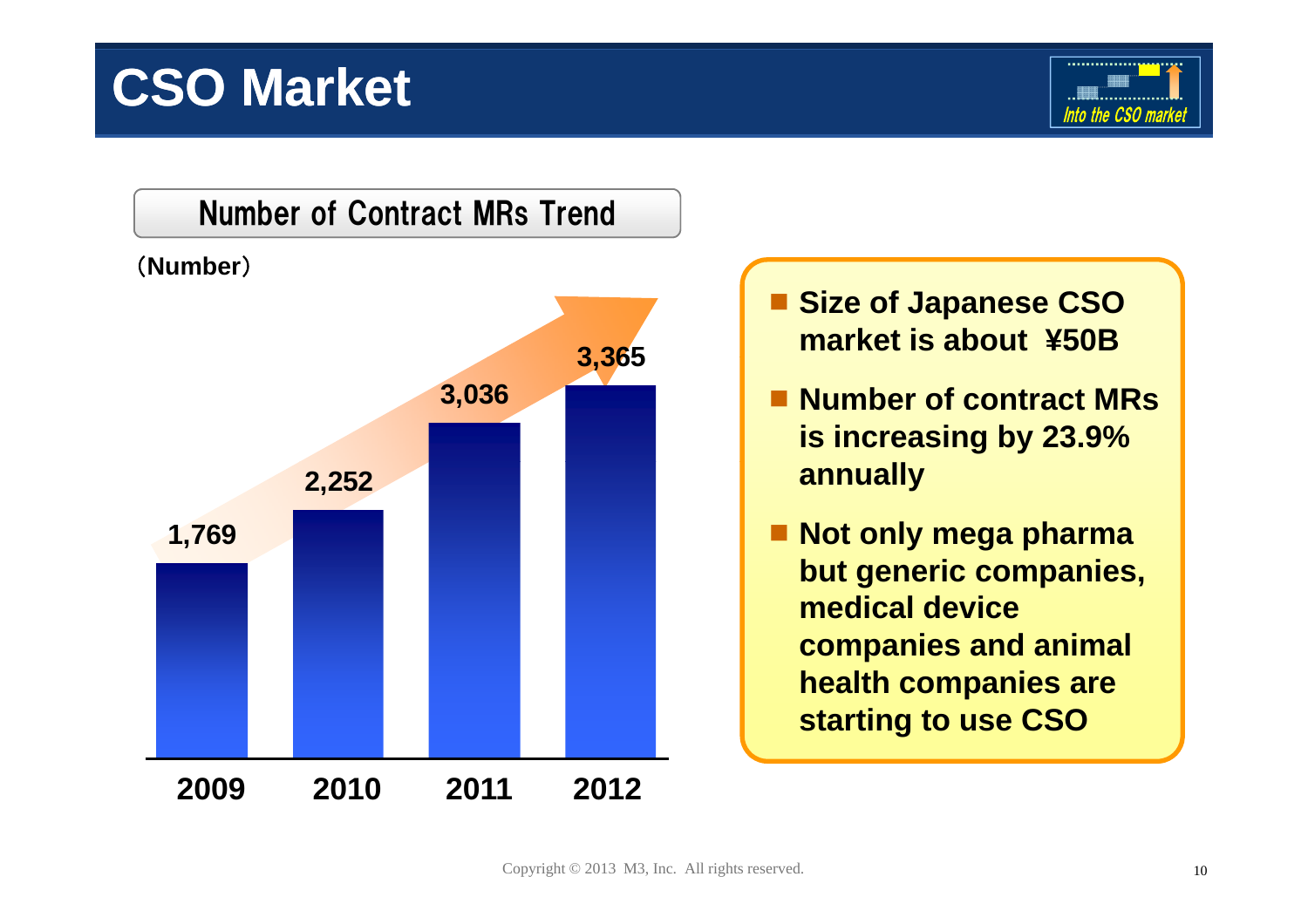# CSO Market

Into the CSO market

## Number of Contract MRs Trend

(Number)

| Year | Number |
|---|---|
| 2009 | 1,769 |
| 2010 | 2,252 |
| 2011 | 3,036 |
| 2012 | 3,365 |

- **Size of Japanese CSO market is about ¥50B**
- **Number of contract MRs is increasing by 23.9% annually**
- **Not only mega pharma but generic companies, medical device companies and animal health companies are starting to use CSO**

Copyright © 2013 M3, Inc. All rights reserved.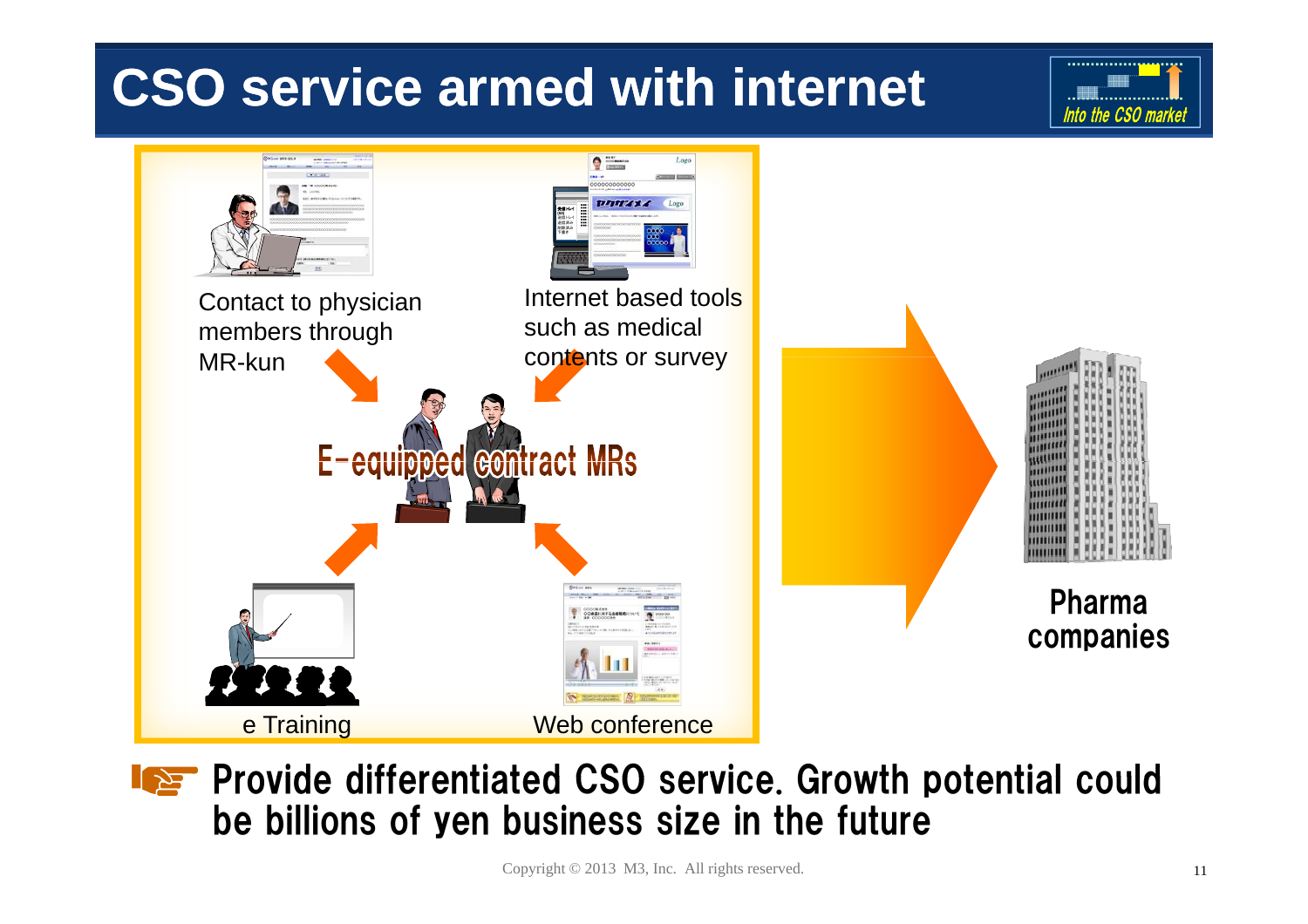# CSO service armed with internet

Into the CSO market

Contact to physician members through MR-kun

Internet based tools such as medical contents or survey

E-equipped contract MRs

e Training

Web conference

Pharma companies

Provide differentiated CSO service. Growth potential could be billions of yen business size in the future

Copyright © 2013 M3, Inc. All rights reserved.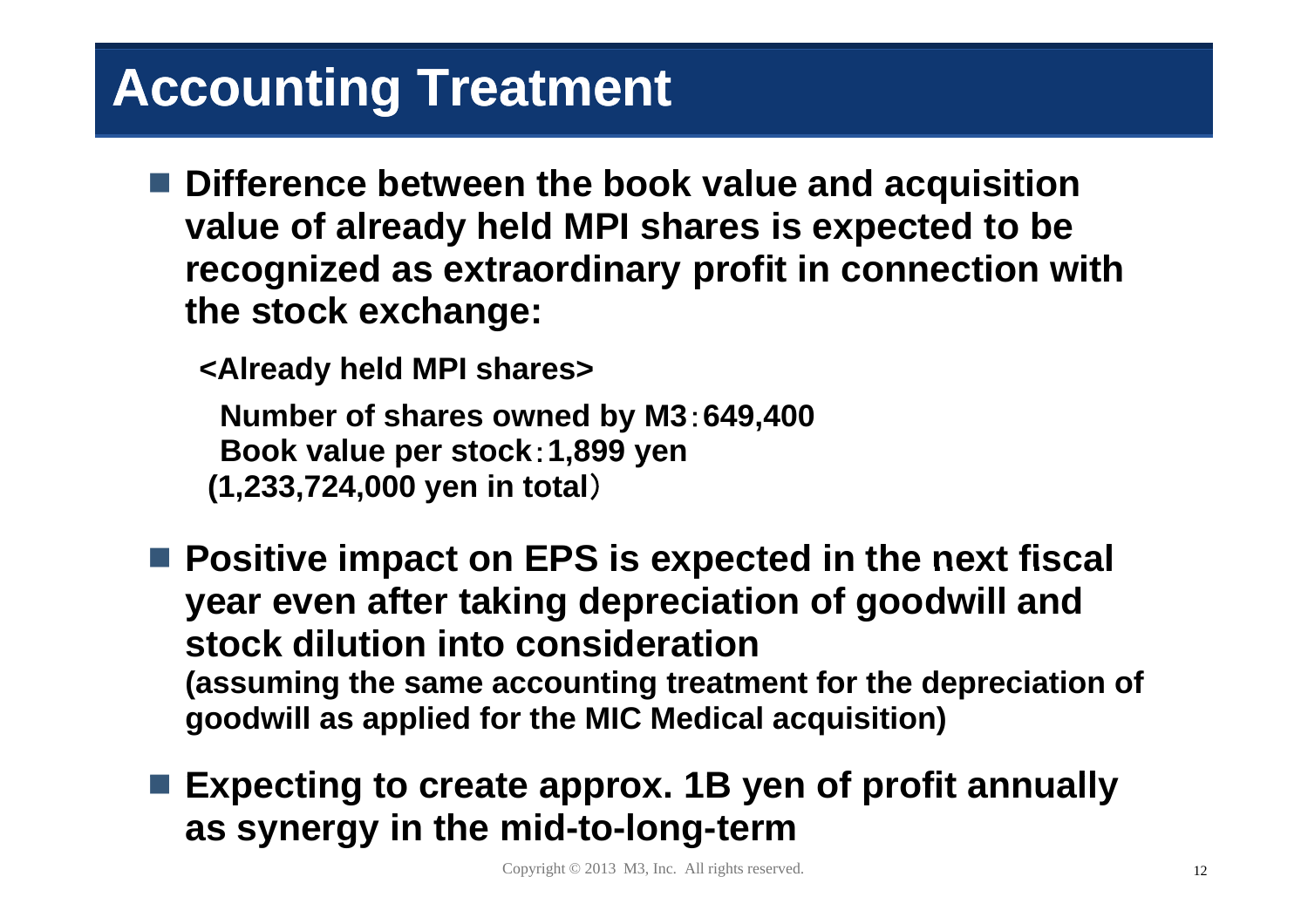# Accounting Treatment

- **Difference between the book value and acquisition value of already held MPI shares is expected to be recognized as extraordinary profit in connection with the stock exchange:**

  **<Already held MPI shares>**

  **Number of shares owned by M3：649,400**
  **Book value per stock：1,899 yen**
  **(1,233,724,000 yen in total）**

- **Positive impact on EPS is expected in the next fiscal year even after taking depreciation of goodwill and stock dilution into consideration**
  **(assuming the same accounting treatment for the depreciation of goodwill as applied for the MIC Medical acquisition)**

- **Expecting to create approx. 1B yen of profit annually as synergy in the mid-to-long-term**

Copyright © 2013 M3, Inc. All rights reserved.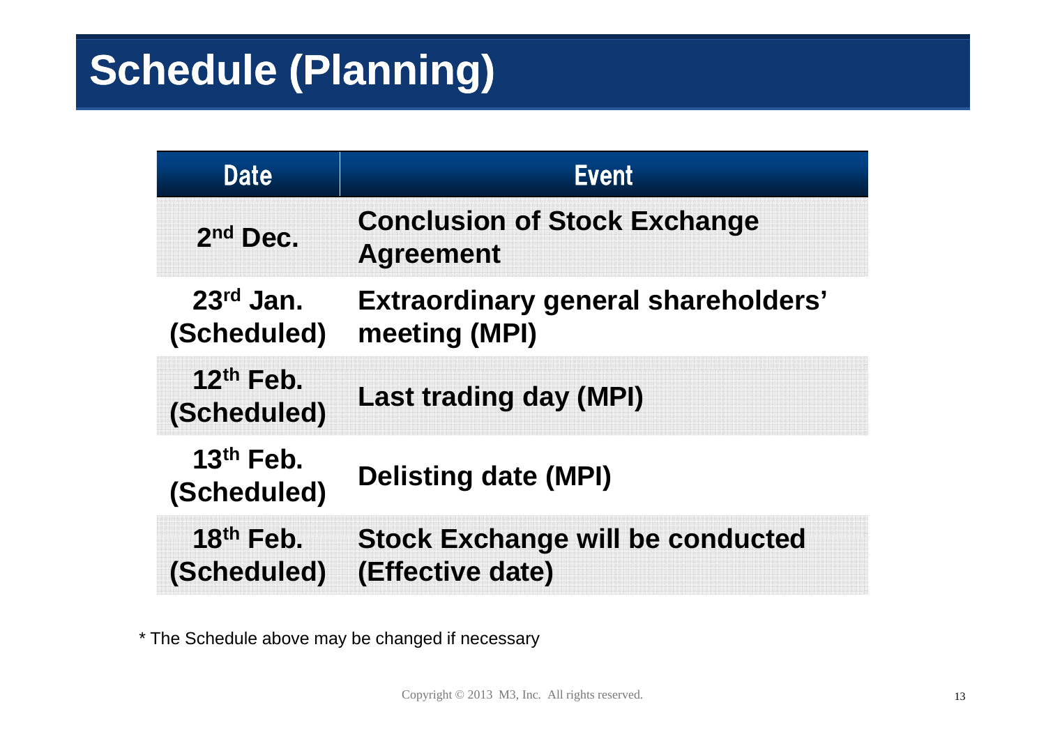# Schedule (Planning)

| Date | Event |
|---|---|
| 2nd Dec. | Conclusion of Stock Exchange Agreement |
| 23rd Jan. (Scheduled) | Extraordinary general shareholders' meeting (MPI) |
| 12th Feb. (Scheduled) | Last trading day (MPI) |
| 13th Feb. (Scheduled) | Delisting date (MPI) |
| 18th Feb. (Scheduled) | Stock Exchange will be conducted (Effective date) |

* The Schedule above may be changed if necessary

Copyright © 2013 M3, Inc. All rights reserved.